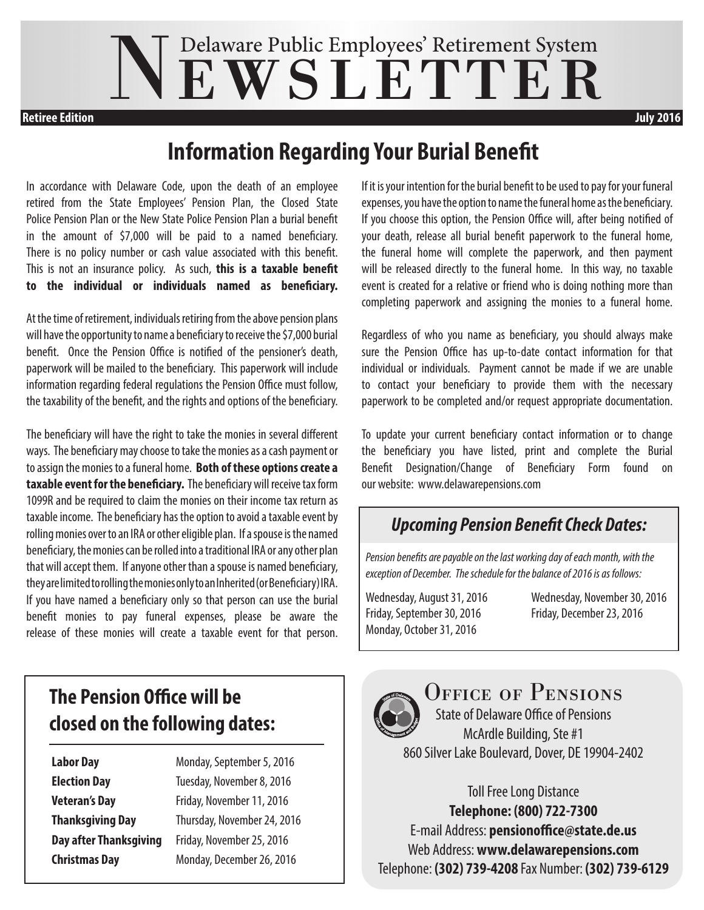# Delaware Public Employees' Retirement System NEWSLETTER

**Retiree Edition** | **July 2016**

## Information Regarding Your Burial Benefit

In accordance with Delaware Code, upon the death of an employee retired from the State Employees' Pension Plan, the Closed State Police Pension Plan or the New State Police Pension Plan a burial benefit in the amount of $7,000 will be paid to a named beneficiary. There is no policy number or cash value associated with this benefit. This is not an insurance policy. As such, **this is a taxable benefit to the individual or individuals named as beneficiary.**

At the time of retirement, individuals retiring from the above pension plans will have the opportunity to name a beneficiary to receive the $7,000 burial benefit. Once the Pension Office is notified of the pensioner's death, paperwork will be mailed to the beneficiary. This paperwork will include information regarding federal regulations the Pension Office must follow, the taxability of the benefit, and the rights and options of the beneficiary.

The beneficiary will have the right to take the monies in several different ways. The beneficiary may choose to take the monies as a cash payment or to assign the monies to a funeral home. **Both of these options create a taxable event for the beneficiary.** The beneficiary will receive tax form 1099R and be required to claim the monies on their income tax return as taxable income. The beneficiary has the option to avoid a taxable event by rolling monies over to an IRA or other eligible plan. If a spouse is the named beneficiary, the monies can be rolled into a traditional IRA or any other plan that will accept them. If anyone other than a spouse is named beneficiary, they are limited to rolling the monies only to an Inherited (or Beneficiary) IRA. If you have named a beneficiary only so that person can use the burial benefit monies to pay funeral expenses, please be aware the release of these monies will create a taxable event for that person.

If it is your intention for the burial benefit to be used to pay for your funeral expenses, you have the option to name the funeral home as the beneficiary. If you choose this option, the Pension Office will, after being notified of your death, release all burial benefit paperwork to the funeral home, the funeral home will complete the paperwork, and then payment will be released directly to the funeral home. In this way, no taxable event is created for a relative or friend who is doing nothing more than completing paperwork and assigning the monies to a funeral home.

Regardless of who you name as beneficiary, you should always make sure the Pension Office has up-to-date contact information for that individual or individuals. Payment cannot be made if we are unable to contact your beneficiary to provide them with the necessary paperwork to be completed and/or request appropriate documentation.

To update your current beneficiary contact information or to change the beneficiary you have listed, print and complete the Burial Benefit Designation/Change of Beneficiary Form found on our website: www.delawarepensions.com

### *Upcoming Pension Benefit Check Dates:*

*Pension benefits are payable on the last working day of each month, with the exception of December. The schedule for the balance of 2016 is as follows:*

- Wednesday, August 31, 2016
- Friday, September 30, 2016
- Monday, October 31, 2016
- Wednesday, November 30, 2016
- Friday, December 23, 2016

## The Pension Office will be closed on the following dates:

| | |
|---|---|
| **Labor Day** | Monday, September 5, 2016 |
| **Election Day** | Tuesday, November 8, 2016 |
| **Veteran's Day** | Friday, November 11, 2016 |
| **Thanksgiving Day** | Thursday, November 24, 2016 |
| **Day after Thanksgiving** | Friday, November 25, 2016 |
| **Christmas Day** | Monday, December 26, 2016 |

### Office of Pensions

State of Delaware Office of Pensions
McArdle Building, Ste #1
860 Silver Lake Boulevard, Dover, DE 19904-2402

Toll Free Long Distance
**Telephone: (800) 722-7300**
E-mail Address: **pensionoffice@state.de.us**
Web Address: **www.delawarepensions.com**
Telephone: **(302) 739-4208** Fax Number: **(302) 739-6129**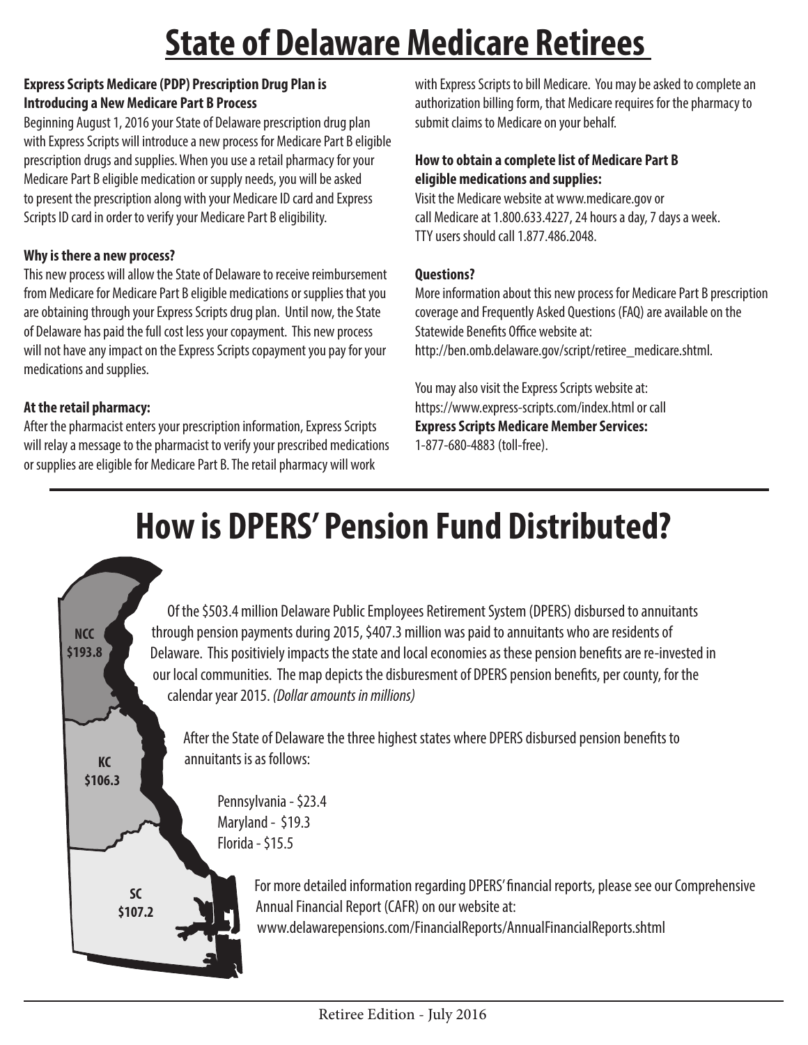# State of Delaware Medicare Retirees

**Express Scripts Medicare (PDP) Prescription Drug Plan is Introducing a New Medicare Part B Process**

Beginning August 1, 2016 your State of Delaware medicare prescription drug plan with Express Scripts will introduce a new process for Medicare Part B eligible prescription drugs and supplies. When you use a retail pharmacy for your Medicare Part B eligible medication or supply needs, you will be asked to present the prescription along with your Medicare ID card and Express Scripts ID card in order to verify your Medicare Part B eligibility.

**Why is there a new process?**

This new process will allow the State of Delaware to receive reimbursement from Medicare for Medicare Part B eligible medications or supplies that you are obtaining through your Express Scripts drug plan. Until now, the State of Delaware has paid the full cost less your copayment. This new process will not have any impact on the Express Scripts copayment you pay for your medications and supplies.

**At the retail pharmacy:**

After the pharmacist enters your prescription information, Express Scripts will relay a message to the pharmacist to verify your prescribed medications or supplies are eligible for Medicare Part B. The retail pharmacy will work with Express Scripts to bill Medicare. You may be asked to complete an authorization billing form, that Medicare requires for the pharmacy to submit claims to Medicare on your behalf.

**How to obtain a complete list of Medicare Part B eligible medications and supplies:**

Visit the Medicare website at www.medicare.gov or call Medicare at 1.800.633.4227, 24 hours a day, 7 days a week. TTY users should call 1.877.486.2048.

**Questions?**

More information about this new process for Medicare Part B prescription coverage and Frequently Asked Questions (FAQ) are available on the Statewide Benefits Office website at: http://ben.omb.delaware.gov/script/retiree_medicare.shtml.

You may also visit the Express Scripts website at: https://www.express-scripts.com/index.html or call **Express Scripts Medicare Member Services:** 1-877-680-4883 (toll-free).

# How is DPERS' Pension Fund Distributed?

NCC
$193.8

KC
$106.3

SC
$107.2

Of the $503.4 million Delaware Public Employees Retirement System (DPERS) disbursed to annuitants through pension payments during 2015, $407.3 million was paid to annuitants who are residents of Delaware. This positiviely impacts the state and local economies as these pension benefits are re-invested in our local communities. The map depicts the disburesment of DPERS pension benefits, per county, for the calendar year 2015. *(Dollar amounts in millions)*

After the State of Delaware the three highest states where DPERS disbursed pension benefits to annuitants is as follows:

Pennsylvania - $23.4
Maryland - $19.3
Florida - $15.5

For more detailed information regarding DPERS' financial reports, please see our Comprehensive Annual Financial Report (CAFR) on our website at: www.delawarepensions.com/FinancialReports/AnnualFinancialReports.shtml